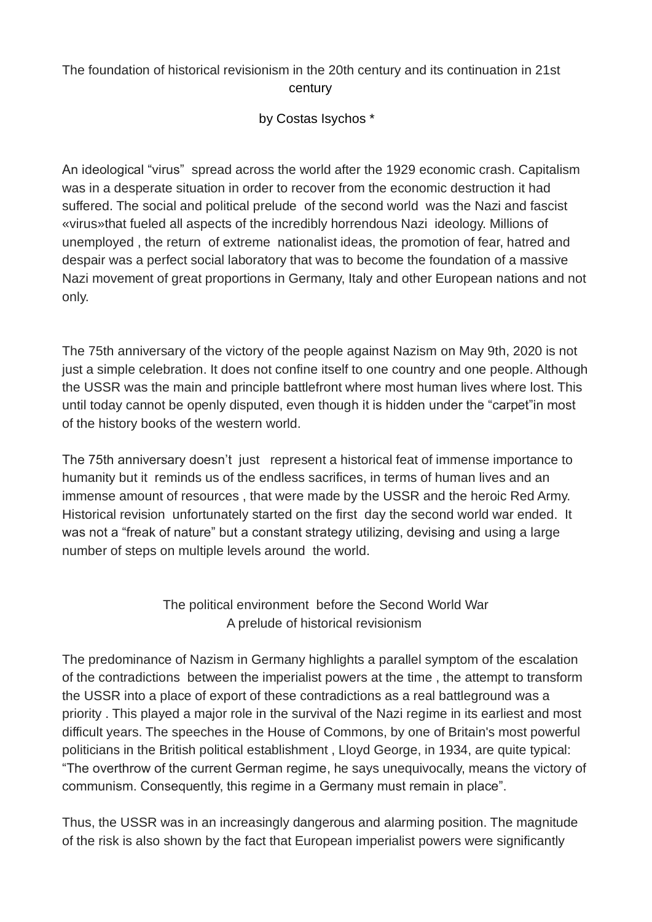# The foundation of historical revisionism in the 20th century and its continuation in 21st century

by Costas Isychos *

An ideological "virus" spread across the world after the 1929 economic crash. Capitalism was in a desperate situation in order to recover from the economic destruction it had suffered. The social and political prelude of the second world was the Nazi and fascist «virus»that fueled all aspects of the incredibly horrendous Nazi ideology. Millions of unemployed , the return of extreme nationalist ideas, the promotion of fear, hatred and despair was a perfect social laboratory that was to become the foundation of a massive Nazi movement of great proportions in Germany, Italy and other European nations and not only.

The 75th anniversary of the victory of the people against Nazism on May 9th, 2020 is not just a simple celebration. It does not confine itself to one country and one people. Although the USSR was the main and principle battlefront where most human lives where lost. This until today cannot be openly disputed, even though it is hidden under the "carpet"in most of the history books of the western world.

The 75th anniversary doesn't just represent a historical feat of immense importance to humanity but it reminds us of the endless sacrifices, in terms of human lives and an immense amount of resources , that were made by the USSR and the heroic Red Army. Historical revision unfortunately started on the first day the second world war ended. It was not a "freak of nature" but a constant strategy utilizing, devising and using a large number of steps on multiple levels around the world.

## The political environment before the Second World War
## A prelude of historical revisionism

The predominance of Nazism in Germany highlights a parallel symptom of the escalation of the contradictions between the imperialist powers at the time , the attempt to transform the USSR into a place of export of these contradictions as a real battleground was a priority . This played a major role in the survival of the Nazi regime in its earliest and most difficult years. The speeches in the House of Commons, by one of Britain's most powerful politicians in the British political establishment , Lloyd George, in 1934, are quite typical: "The overthrow of the current German regime, he says unequivocally, means the victory of communism. Consequently, this regime in a Germany must remain in place".

Thus, the USSR was in an increasingly dangerous and alarming position. The magnitude of the risk is also shown by the fact that European imperialist powers were significantly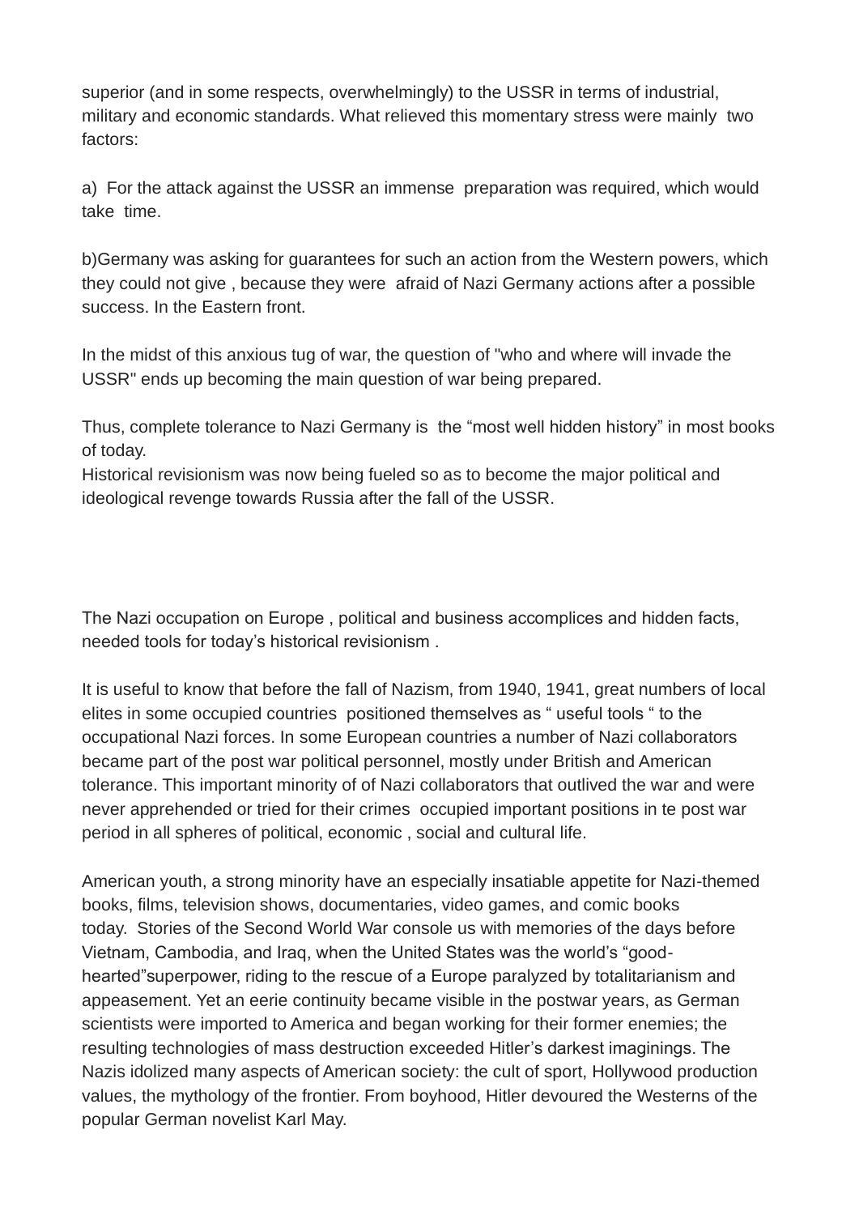superior (and in some respects, overwhelmingly) to the USSR in terms of industrial, military and economic standards. What relieved this momentary stress were mainly two factors:

a) For the attack against the USSR an immense preparation was required, which would take time.

b)Germany was asking for guarantees for such an action from the Western powers, which they could not give , because they were afraid of Nazi Germany actions after a possible success. In the Eastern front.

In the midst of this anxious tug of war, the question of "who and where will invade the USSR" ends up becoming the main question of war being prepared.

Thus, complete tolerance to Nazi Germany is the “most well hidden history” in most books of today.
Historical revisionism was now being fueled so as to become the major political and ideological revenge towards Russia after the fall of the USSR.

The Nazi occupation on Europe , political and business accomplices and hidden facts, needed tools for today’s historical revisionism .

It is useful to know that before the fall of Nazism, from 1940, 1941, great numbers of local elites in some occupied countries positioned themselves as “ useful tools “ to the occupational Nazi forces. In some European countries a number of Nazi collaborators became part of the post war political personnel, mostly under British and American tolerance. This important minority of of Nazi collaborators that outlived the war and were never apprehended or tried for their crimes occupied important positions in te post war period in all spheres of political, economic , social and cultural life.

American youth, a strong minority have an especially insatiable appetite for Nazi-themed books, films, television shows, documentaries, video games, and comic books today. Stories of the Second World War console us with memories of the days before Vietnam, Cambodia, and Iraq, when the United States was the world’s “good-hearted”superpower, riding to the rescue of a Europe paralyzed by totalitarianism and appeasement. Yet an eerie continuity became visible in the postwar years, as German scientists were imported to America and began working for their former enemies; the resulting technologies of mass destruction exceeded Hitler’s darkest imaginings. The Nazis idolized many aspects of American society: the cult of sport, Hollywood production values, the mythology of the frontier. From boyhood, Hitler devoured the Westerns of the popular German novelist Karl May.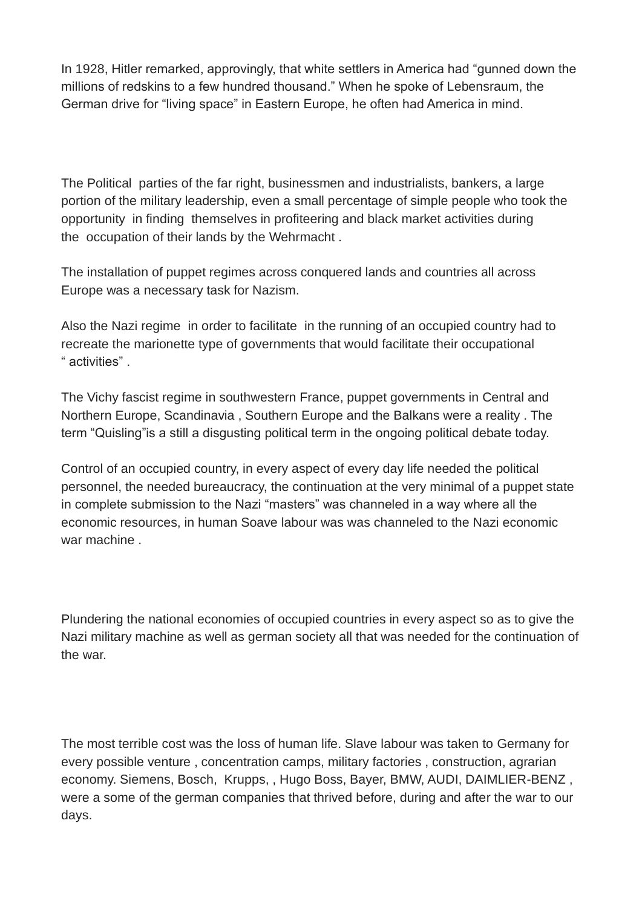In 1928, Hitler remarked, approvingly, that white settlers in America had “gunned down the millions of redskins to a few hundred thousand.” When he spoke of Lebensraum, the German drive for “living space” in Eastern Europe, he often had America in mind.

The Political  parties of the far right, businessmen and industrialists, bankers, a large portion of the military leadership, even a small percentage of simple people who took the opportunity  in finding  themselves in profiteering and black market activities during the  occupation of their lands by the Wehrmacht .

The installation of puppet regimes across conquered lands and countries all across Europe was a necessary task for Nazism.

Also the Nazi regime  in order to facilitate  in the running of an occupied country had to recreate the marionette type of governments that would facilitate their occupational “ activities” .

The Vichy fascist regime in southwestern France, puppet governments in Central and Northern Europe, Scandinavia , Southern Europe and the Balkans were a reality . The term “Quisling”is a still a disgusting political term in the ongoing political debate today.

Control of an occupied country, in every aspect of every day life needed the political personnel, the needed bureaucracy, the continuation at the very minimal of a puppet state in complete submission to the Nazi “masters” was channeled in a way where all the economic resources, in human Soave labour was was channeled to the Nazi economic war machine .

Plundering the national economies of occupied countries in every aspect so as to give the Nazi military machine as well as german society all that was needed for the continuation of the war.

The most terrible cost was the loss of human life. Slave labour was taken to Germany for every possible venture , concentration camps, military factories , construction, agrarian economy. Siemens, Bosch,  Krupps, , Hugo Boss, Bayer, BMW, AUDI, DAIMLIER-BENZ , were a some of the german companies that thrived before, during and after the war to our days.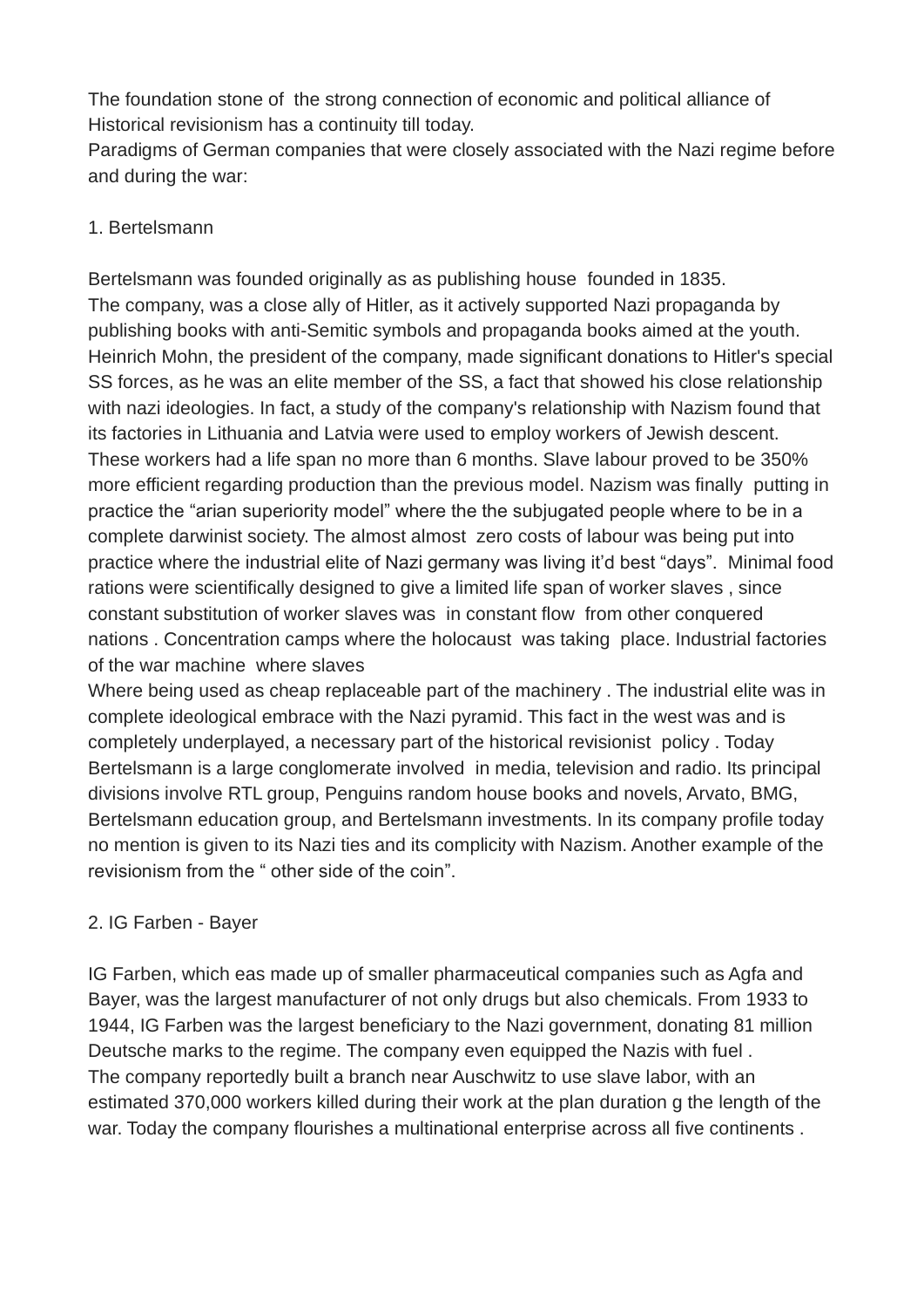The foundation stone of the strong connection of economic and political alliance of Historical revisionism has a continuity till today.
Paradigms of German companies that were closely associated with the Nazi regime before and during the war:

1. Bertelsmann

Bertelsmann was founded originally as as publishing house founded in 1835.
The company, was a close ally of Hitler, as it actively supported Nazi propaganda by publishing books with anti-Semitic symbols and propaganda books aimed at the youth. Heinrich Mohn, the president of the company, made significant donations to Hitler's special SS forces, as he was an elite member of the SS, a fact that showed his close relationship with nazi ideologies. In fact, a study of the company's relationship with Nazism found that its factories in Lithuania and Latvia were used to employ workers of Jewish descent. These workers had a life span no more than 6 months. Slave labour proved to be 350% more efficient regarding production than the previous model. Nazism was finally putting in practice the “arian superiority model” where the the subjugated people where to be in a complete darwinist society. The almost almost zero costs of labour was being put into practice where the industrial elite of Nazi germany was living it’d best “days”. Minimal food rations were scientifically designed to give a limited life span of worker slaves , since constant substitution of worker slaves was in constant flow from other conquered nations . Concentration camps where the holocaust was taking place. Industrial factories of the war machine where slaves
Where being used as cheap replaceable part of the machinery . The industrial elite was in complete ideological embrace with the Nazi pyramid. This fact in the west was and is completely underplayed, a necessary part of the historical revisionist policy . Today Bertelsmann is a large conglomerate involved in media, television and radio. Its principal divisions involve RTL group, Penguins random house books and novels, Arvato, BMG, Bertelsmann education group, and Bertelsmann investments. In its company profile today no mention is given to its Nazi ties and its complicity with Nazism. Another example of the revisionism from the “ other side of the coin”.

2. IG Farben - Bayer

IG Farben, which eas made up of smaller pharmaceutical companies such as Agfa and Bayer, was the largest manufacturer of not only drugs but also chemicals. From 1933 to 1944, IG Farben was the largest beneficiary to the Nazi government, donating 81 million Deutsche marks to the regime. The company even equipped the Nazis with fuel .
The company reportedly built a branch near Auschwitz to use slave labor, with an estimated 370,000 workers killed during their work at the plan duration g the length of the war. Today the company flourishes a multinational enterprise across all five continents .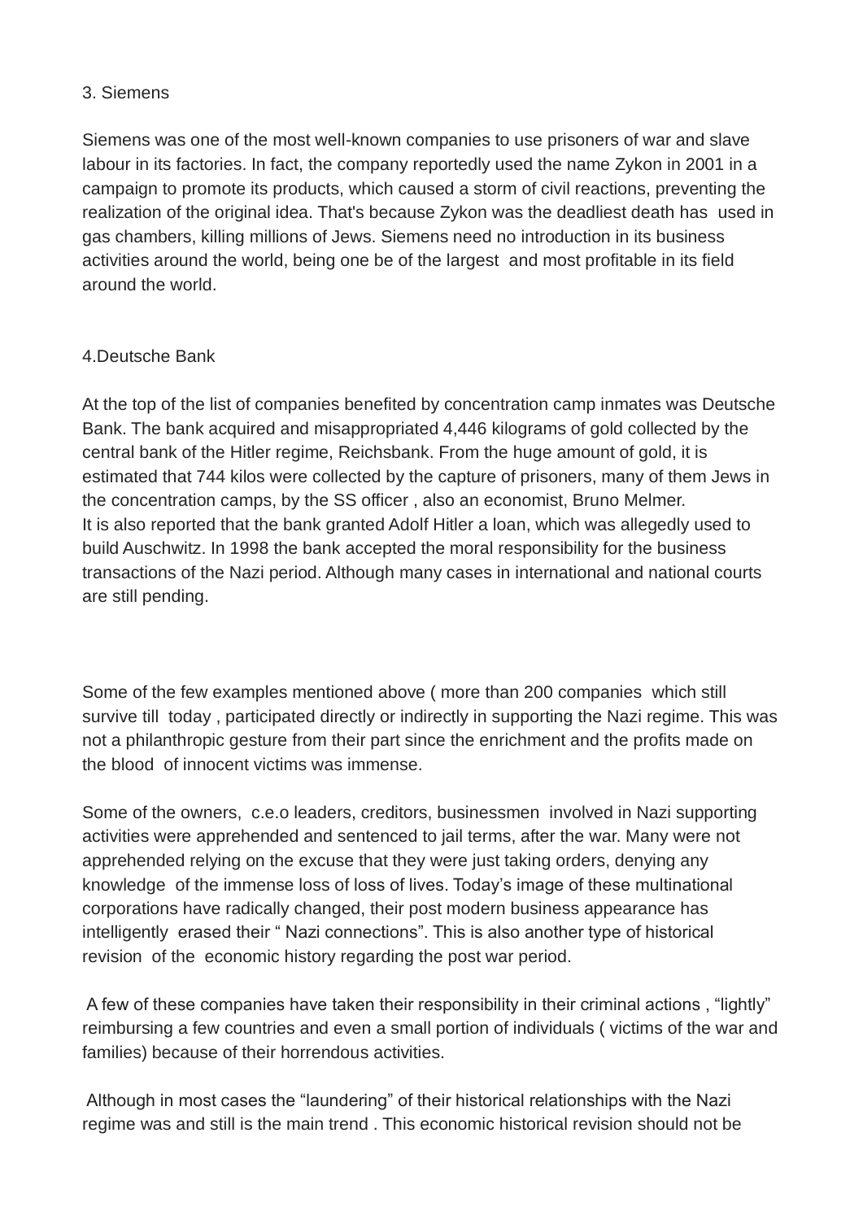### 3. Siemens

Siemens was one of the most well-known companies to use prisoners of war and slave labour in its factories. In fact, the company reportedly used the name Zykon in 2001 in a campaign to promote its products, which caused a storm of civil reactions, preventing the realization of the original idea. That's because Zykon was the deadliest death has used in gas chambers, killing millions of Jews. Siemens need no introduction in its business activities around the world, being one be of the largest and most profitable in its field around the world.

### 4.Deutsche Bank

At the top of the list of companies benefited by concentration camp inmates was Deutsche Bank. The bank acquired and misappropriated 4,446 kilograms of gold collected by the central bank of the Hitler regime, Reichsbank. From the huge amount of gold, it is estimated that 744 kilos were collected by the capture of prisoners, many of them Jews in the concentration camps, by the SS officer , also an economist, Bruno Melmer.
It is also reported that the bank granted Adolf Hitler a loan, which was allegedly used to build Auschwitz. In 1998 the bank accepted the moral responsibility for the business transactions of the Nazi period. Although many cases in international and national courts are still pending.

Some of the few examples mentioned above ( more than 200 companies which still survive till today , participated directly or indirectly in supporting the Nazi regime. This was not a philanthropic gesture from their part since the enrichment and the profits made on the blood of innocent victims was immense.

Some of the owners, c.e.o leaders, creditors, businessmen involved in Nazi supporting activities were apprehended and sentenced to jail terms, after the war. Many were not apprehended relying on the excuse that they were just taking orders, denying any knowledge of the immense loss of loss of lives. Today's image of these multinational corporations have radically changed, their post modern business appearance has intelligently erased their " Nazi connections". This is also another type of historical revision of the economic history regarding the post war period.

A few of these companies have taken their responsibility in their criminal actions , "lightly" reimbursing a few countries and even a small portion of individuals ( victims of the war and families) because of their horrendous activities.

Although in most cases the "laundering" of their historical relationships with the Nazi regime was and still is the main trend . This economic historical revision should not be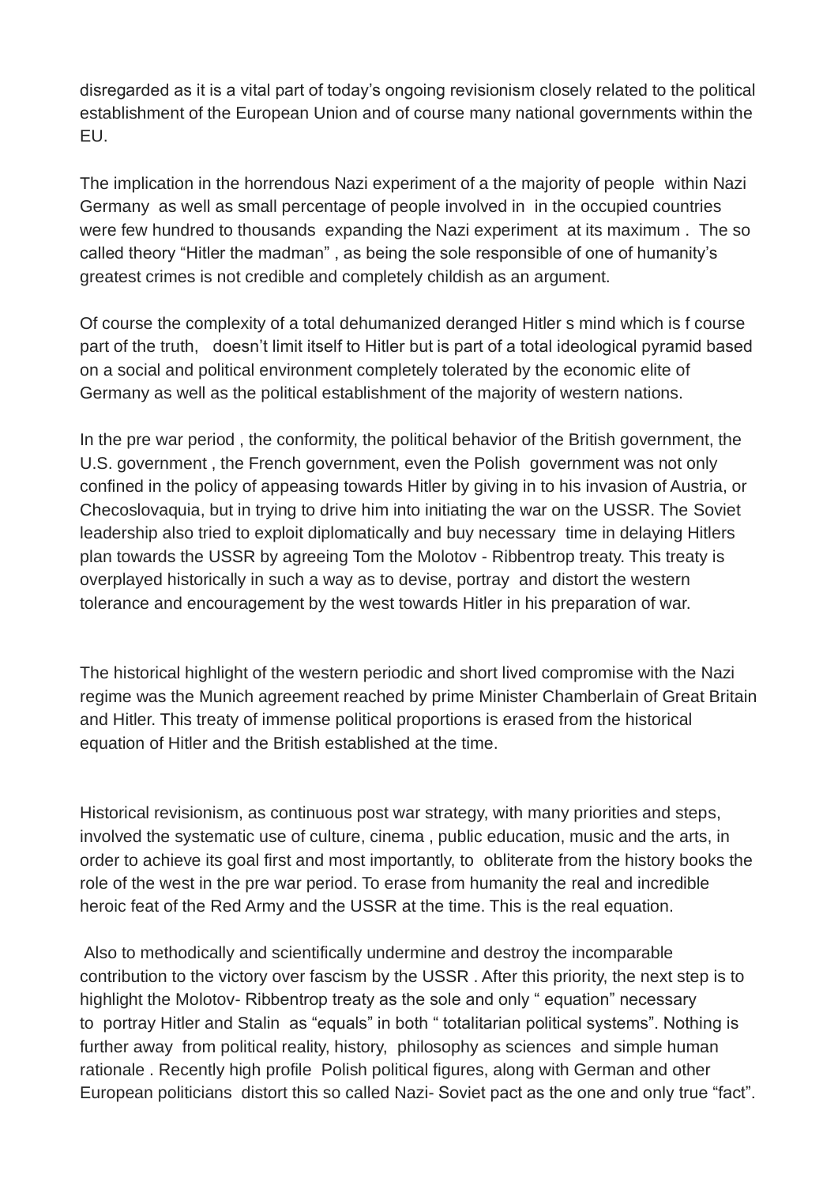disregarded as it is a vital part of today's ongoing revisionism closely related to the political establishment of the European Union and of course many national governments within the EU.

The implication in the horrendous Nazi experiment of a the majority of people within Nazi Germany as well as small percentage of people involved in in the occupied countries were few hundred to thousands expanding the Nazi experiment at its maximum . The so called theory "Hitler the madman" , as being the sole responsible of one of humanity's greatest crimes is not credible and completely childish as an argument.

Of course the complexity of a total dehumanized deranged Hitler s mind which is f course part of the truth, doesn't limit itself to Hitler but is part of a total ideological pyramid based on a social and political environment completely tolerated by the economic elite of Germany as well as the political establishment of the majority of western nations.

In the pre war period , the conformity, the political behavior of the British government, the U.S. government , the French government, even the Polish government was not only confined in the policy of appeasing towards Hitler by giving in to his invasion of Austria, or Checoslovaquia, but in trying to drive him into initiating the war on the USSR. The Soviet leadership also tried to exploit diplomatically and buy necessary time in delaying Hitlers plan towards the USSR by agreeing Tom the Molotov - Ribbentrop treaty. This treaty is overplayed historically in such a way as to devise, portray and distort the western tolerance and encouragement by the west towards Hitler in his preparation of war.

The historical highlight of the western periodic and short lived compromise with the Nazi regime was the Munich agreement reached by prime Minister Chamberlain of Great Britain and Hitler. This treaty of immense political proportions is erased from the historical equation of Hitler and the British established at the time.

Historical revisionism, as continuous post war strategy, with many priorities and steps, involved the systematic use of culture, cinema , public education, music and the arts, in order to achieve its goal first and most importantly, to obliterate from the history books the role of the west in the pre war period. To erase from humanity the real and incredible heroic feat of the Red Army and the USSR at the time. This is the real equation.

Also to methodically and scientifically undermine and destroy the incomparable contribution to the victory over fascism by the USSR . After this priority, the next step is to highlight the Molotov- Ribbentrop treaty as the sole and only " equation" necessary to portray Hitler and Stalin as "equals" in both " totalitarian political systems". Nothing is further away from political reality, history, philosophy as sciences and simple human rationale . Recently high profile Polish political figures, along with German and other European politicians distort this so called Nazi- Soviet pact as the one and only true "fact".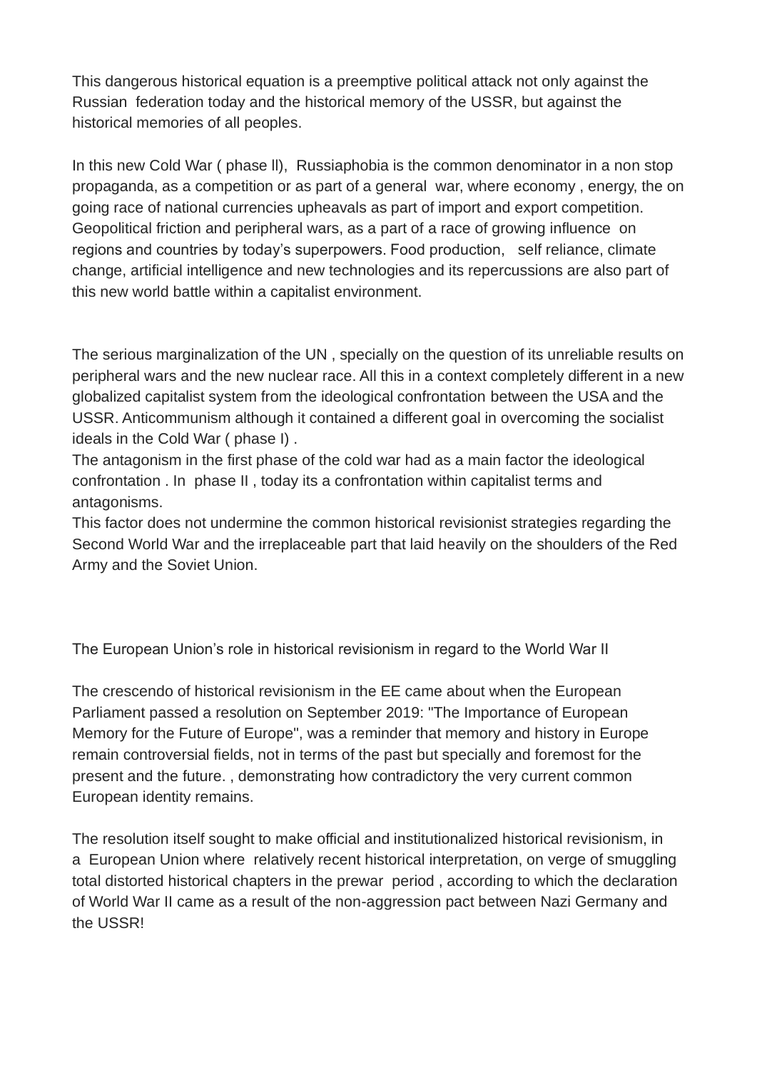This dangerous historical equation is a preemptive political attack not only against the Russian federation today and the historical memory of the USSR, but against the historical memories of all peoples.

In this new Cold War ( phase ll), Russiaphobia is the common denominator in a non stop propaganda, as a competition or as part of a general war, where economy , energy, the on going race of national currencies upheavals as part of import and export competition. Geopolitical friction and peripheral wars, as a part of a race of growing influence on regions and countries by today's superpowers. Food production, self reliance, climate change, artificial intelligence and new technologies and its repercussions are also part of this new world battle within a capitalist environment.

The serious marginalization of the UN , specially on the question of its unreliable results on peripheral wars and the new nuclear race. All this in a context completely different in a new globalized capitalist system from the ideological confrontation between the USA and the USSR. Anticommunism although it contained a different goal in overcoming the socialist ideals in the Cold War ( phase I) .
The antagonism in the first phase of the cold war had as a main factor the ideological confrontation . In phase II , today its a confrontation within capitalist terms and antagonisms.
This factor does not undermine the common historical revisionist strategies regarding the Second World War and the irreplaceable part that laid heavily on the shoulders of the Red Army and the Soviet Union.

## The European Union's role in historical revisionism in regard to the World War II

The crescendo of historical revisionism in the EE came about when the European Parliament passed a resolution on September 2019: "The Importance of European Memory for the Future of Europe", was a reminder that memory and history in Europe remain controversial fields, not in terms of the past but specially and foremost for the present and the future. , demonstrating how contradictory the very current common European identity remains.

The resolution itself sought to make official and institutionalized historical revisionism, in a European Union where relatively recent historical interpretation, on verge of smuggling total distorted historical chapters in the prewar period , according to which the declaration of World War II came as a result of the non-aggression pact between Nazi Germany and the USSR!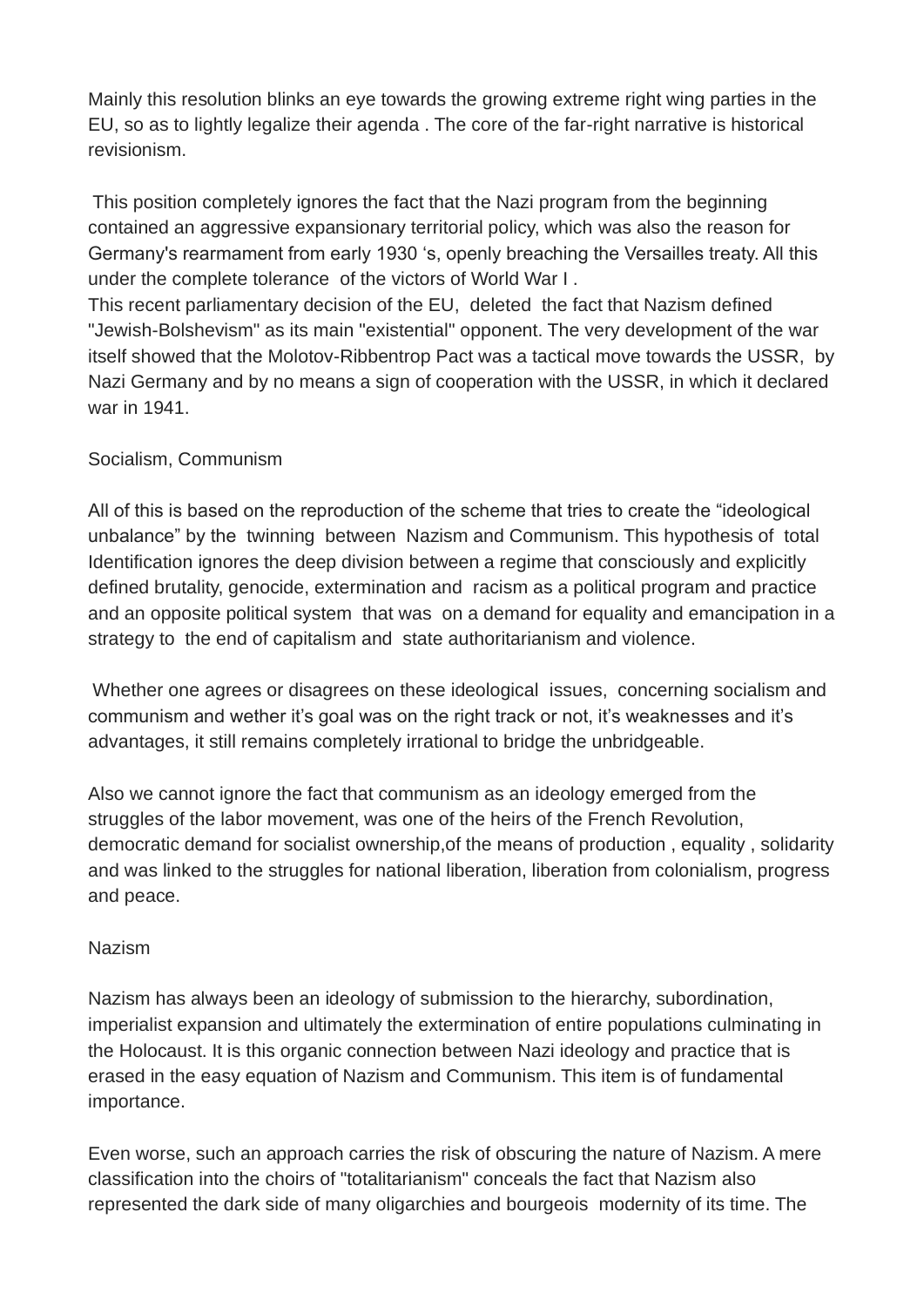Mainly this resolution blinks an eye towards the growing extreme right wing parties in the EU, so as to lightly legalize their agenda . The core of the far-right narrative is historical revisionism.

This position completely ignores the fact that the Nazi program from the beginning contained an aggressive expansionary territorial policy, which was also the reason for Germany's rearmament from early 1930 ‘s, openly breaching the Versailles treaty. All this under the complete tolerance of the victors of World War I .
This recent parliamentary decision of the EU, deleted the fact that Nazism defined "Jewish-Bolshevism" as its main "existential" opponent. The very development of the war itself showed that the Molotov-Ribbentrop Pact was a tactical move towards the USSR, by Nazi Germany and by no means a sign of cooperation with the USSR, in which it declared war in 1941.

## Socialism, Communism

All of this is based on the reproduction of the scheme that tries to create the “ideological unbalance” by the twinning between Nazism and Communism. This hypothesis of total Identification ignores the deep division between a regime that consciously and explicitly defined brutality, genocide, extermination and racism as a political program and practice and an opposite political system that was on a demand for equality and emancipation in a strategy to the end of capitalism and state authoritarianism and violence.

Whether one agrees or disagrees on these ideological issues, concerning socialism and communism and wether it’s goal was on the right track or not, it’s weaknesses and it’s advantages, it still remains completely irrational to bridge the unbridgeable.

Also we cannot ignore the fact that communism as an ideology emerged from the struggles of the labor movement, was one of the heirs of the French Revolution, democratic demand for socialist ownership,of the means of production , equality , solidarity and was linked to the struggles for national liberation, liberation from colonialism, progress and peace.

## Nazism

Nazism has always been an ideology of submission to the hierarchy, subordination, imperialist expansion and ultimately the extermination of entire populations culminating in the Holocaust. It is this organic connection between Nazi ideology and practice that is erased in the easy equation of Nazism and Communism. This item is of fundamental importance.

Even worse, such an approach carries the risk of obscuring the nature of Nazism. A mere classification into the choirs of "totalitarianism" conceals the fact that Nazism also represented the dark side of many oligarchies and bourgeois modernity of its time. The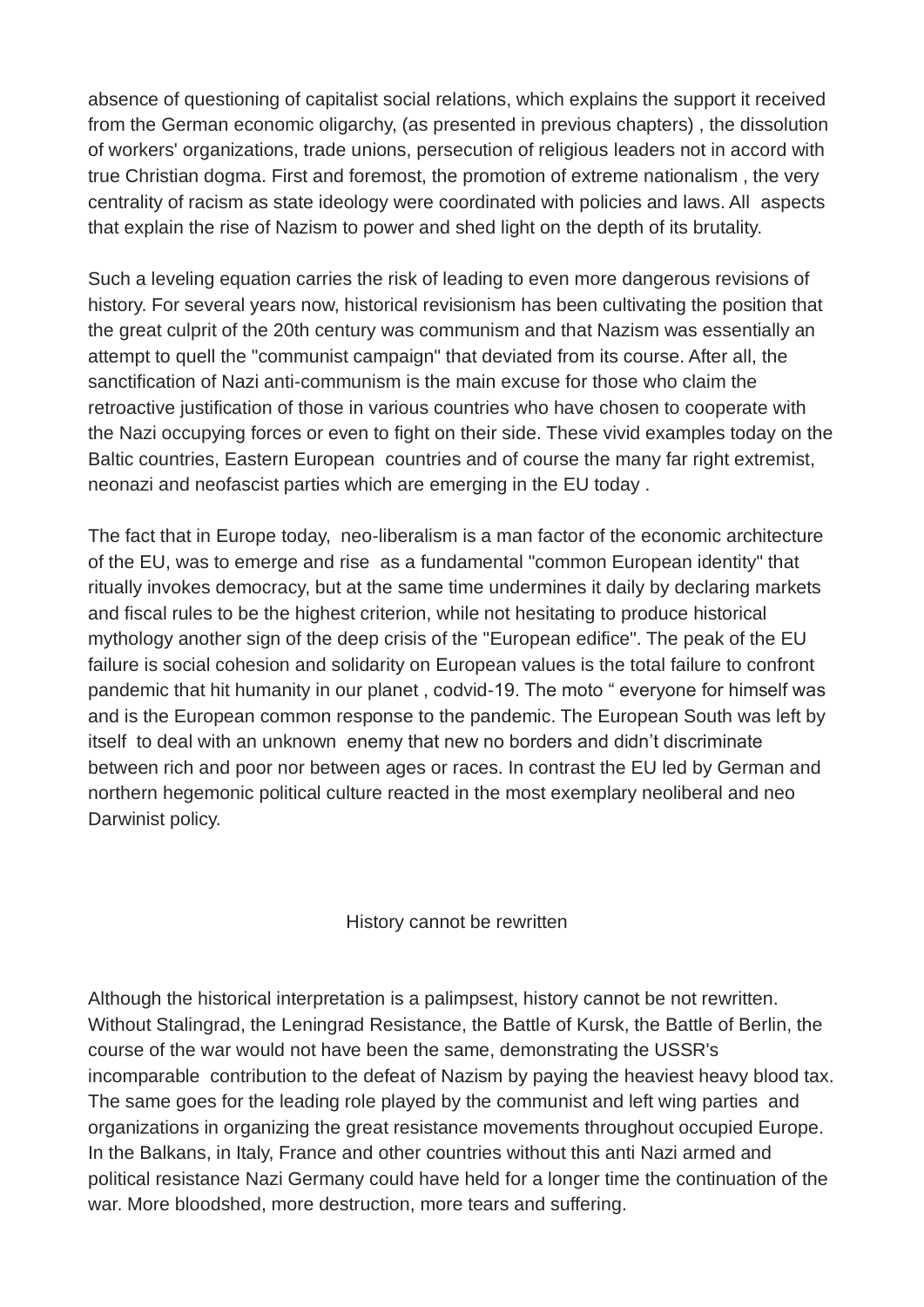absence of questioning of capitalist social relations, which explains the support it received from the German economic oligarchy, (as presented in previous chapters) , the dissolution of workers' organizations, trade unions, persecution of religious leaders not in accord with true Christian dogma. First and foremost, the promotion of extreme nationalism , the very centrality of racism as state ideology were coordinated with policies and laws. All aspects that explain the rise of Nazism to power and shed light on the depth of its brutality.

Such a leveling equation carries the risk of leading to even more dangerous revisions of history. For several years now, historical revisionism has been cultivating the position that the great culprit of the 20th century was communism and that Nazism was essentially an attempt to quell the "communist campaign" that deviated from its course. After all, the sanctification of Nazi anti-communism is the main excuse for those who claim the retroactive justification of those in various countries who have chosen to cooperate with the Nazi occupying forces or even to fight on their side. These vivid examples today on the Baltic countries, Eastern European countries and of course the many far right extremist, neonazi and neofascist parties which are emerging in the EU today .

The fact that in Europe today, neo-liberalism is a man factor of the economic architecture of the EU, was to emerge and rise as a fundamental "common European identity" that ritually invokes democracy, but at the same time undermines it daily by declaring markets and fiscal rules to be the highest criterion, while not hesitating to produce historical mythology another sign of the deep crisis of the "European edifice". The peak of the EU failure is social cohesion and solidarity on European values is the total failure to confront pandemic that hit humanity in our planet , codvid-19. The moto " everyone for himself was and is the European common response to the pandemic. The European South was left by itself to deal with an unknown enemy that new no borders and didn't discriminate between rich and poor nor between ages or races. In contrast the EU led by German and northern hegemonic political culture reacted in the most exemplary neoliberal and neo Darwinist policy.

## History cannot be rewritten

Although the historical interpretation is a palimpsest, history cannot be not rewritten. Without Stalingrad, the Leningrad Resistance, the Battle of Kursk, the Battle of Berlin, the course of the war would not have been the same, demonstrating the USSR's incomparable contribution to the defeat of Nazism by paying the heaviest heavy blood tax. The same goes for the leading role played by the communist and left wing parties and organizations in organizing the great resistance movements throughout occupied Europe. In the Balkans, in Italy, France and other countries without this anti Nazi armed and political resistance Nazi Germany could have held for a longer time the continuation of the war. More bloodshed, more destruction, more tears and suffering.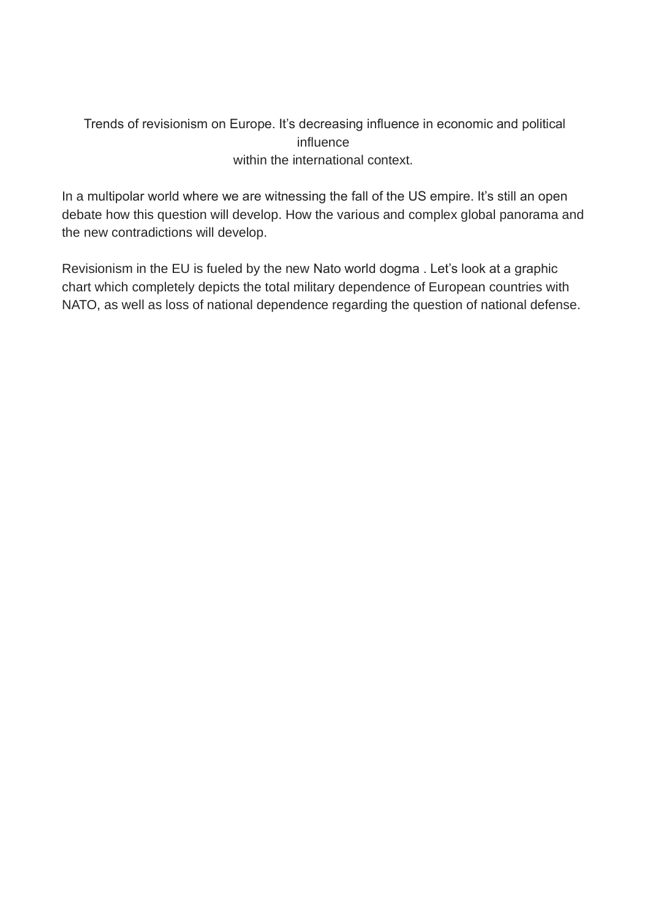Trends of revisionism on Europe. It's decreasing influence in economic and political influence
within the international context.

In a multipolar world where we are witnessing the fall of the US empire. It's still an open debate how this question will develop. How the various and complex global panorama and the new contradictions will develop.

Revisionism in the EU is fueled by the new Nato world dogma . Let's look at a graphic chart which completely depicts the total military dependence of European countries with NATO, as well as loss of national dependence regarding the question of national defense.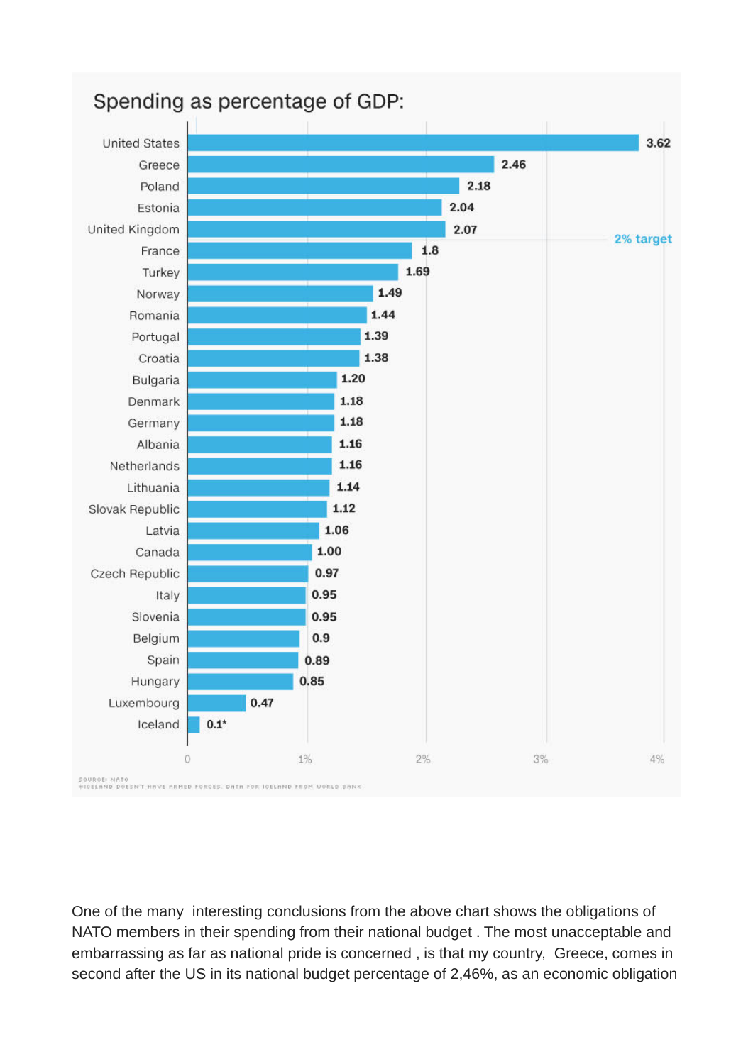Spending as percentage of GDP:

United States 3.62
Greece 2.46
Poland 2.18
Estonia 2.04
United Kingdom 2.07
France 1.8
Turkey 1.69
Norway 1.49
Romania 1.44
Portugal 1.39
Croatia 1.38
Bulgaria 1.20
Denmark 1.18
Germany 1.18
Albania 1.16
Netherlands 1.16
Lithuania 1.14
Slovak Republic 1.12
Latvia 1.06
Canada 1.00
Czech Republic 0.97
Italy 0.95
Slovenia 0.95
Belgium 0.9
Spain 0.89
Hungary 0.85
Luxembourg 0.47
Iceland 0.1*

2% target

0 1% 2% 3% 4%

SOURCE: NATO
*ICELAND DOESN'T HAVE ARMED FORCES. DATA FOR ICELAND FROM WORLD BANK

One of the many interesting conclusions from the above chart shows the obligations of NATO members in their spending from their national budget . The most unacceptable and embarrassing as far as national pride is concerned , is that my country, Greece, comes in second after the US in its national budget percentage of 2,46%, as an economic obligation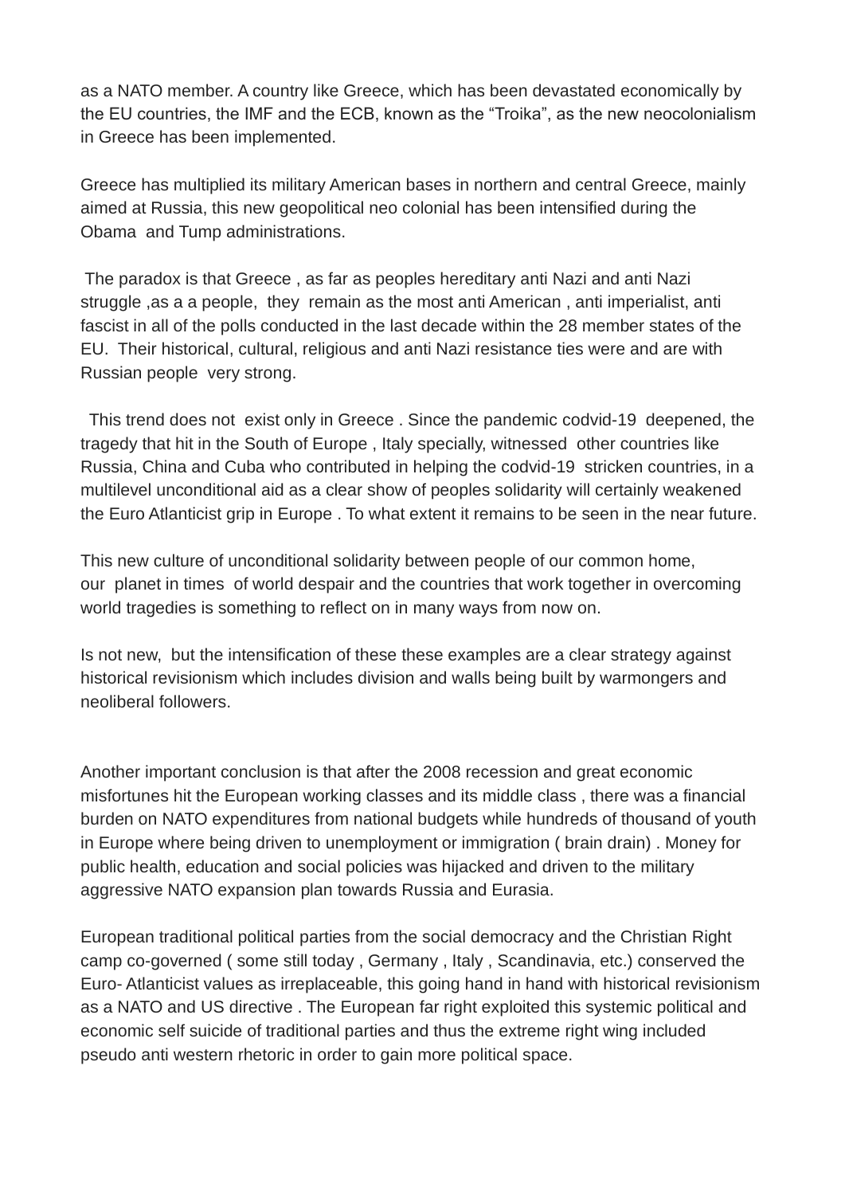as a NATO member. A country like Greece, which has been devastated economically by the EU countries, the IMF and the ECB, known as the "Troika", as the new neocolonialism in Greece has been implemented.

Greece has multiplied its military American bases in northern and central Greece, mainly aimed at Russia, this new geopolitical neo colonial has been intensified during the Obama and Tump administrations.

The paradox is that Greece , as far as peoples hereditary anti Nazi and anti Nazi struggle ,as a a people, they remain as the most anti American , anti imperialist, anti fascist in all of the polls conducted in the last decade within the 28 member states of the EU. Their historical, cultural, religious and anti Nazi resistance ties were and are with Russian people very strong.

This trend does not exist only in Greece . Since the pandemic codvid-19 deepened, the tragedy that hit in the South of Europe , Italy specially, witnessed other countries like Russia, China and Cuba who contributed in helping the codvid-19 stricken countries, in a multilevel unconditional aid as a clear show of peoples solidarity will certainly weakened the Euro Atlanticist grip in Europe . To what extent it remains to be seen in the near future.

This new culture of unconditional solidarity between people of our common home, our planet in times of world despair and the countries that work together in overcoming world tragedies is something to reflect on in many ways from now on.

Is not new, but the intensification of these these examples are a clear strategy against historical revisionism which includes division and walls being built by warmongers and neoliberal followers.

Another important conclusion is that after the 2008 recession and great economic misfortunes hit the European working classes and its middle class , there was a financial burden on NATO expenditures from national budgets while hundreds of thousand of youth in Europe where being driven to unemployment or immigration ( brain drain) . Money for public health, education and social policies was hijacked and driven to the military aggressive NATO expansion plan towards Russia and Eurasia.

European traditional political parties from the social democracy and the Christian Right camp co-governed ( some still today , Germany , Italy , Scandinavia, etc.) conserved the Euro- Atlanticist values as irreplaceable, this going hand in hand with historical revisionism as a NATO and US directive . The European far right exploited this systemic political and economic self suicide of traditional parties and thus the extreme right wing included pseudo anti western rhetoric in order to gain more political space.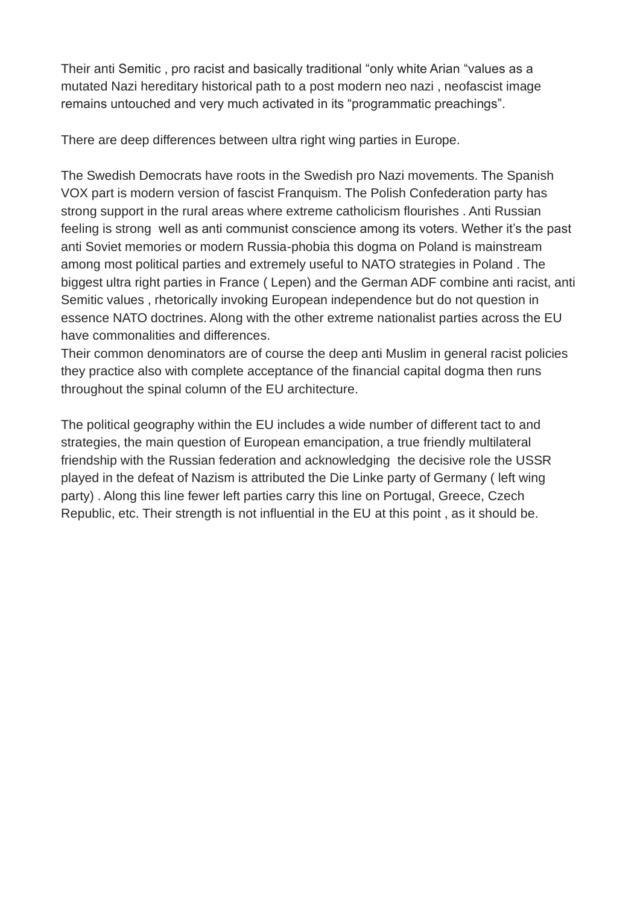Their anti Semitic , pro racist and basically traditional "only white Arian "values as a mutated Nazi hereditary historical path to a post modern neo nazi , neofascist image remains untouched and very much activated in its "programmatic preachings".

There are deep differences between ultra right wing parties in Europe.

The Swedish Democrats have roots in the Swedish pro Nazi movements. The Spanish VOX part is modern version of fascist Franquism. The Polish Confederation party has strong support in the rural areas where extreme catholicism flourishes . Anti Russian feeling is strong  well as anti communist conscience among its voters. Wether it's the past anti Soviet memories or modern Russia-phobia this dogma on Poland is mainstream among most political parties and extremely useful to NATO strategies in Poland . The biggest ultra right parties in France ( Lepen) and the German ADF combine anti racist, anti Semitic values , rhetorically invoking European independence but do not question in essence NATO doctrines. Along with the other extreme nationalist parties across the EU have commonalities and differences.
Their common denominators are of course the deep anti Muslim in general racist policies they practice also with complete acceptance of the financial capital dogma then runs throughout the spinal column of the EU architecture.

The political geography within the EU includes a wide number of different tact to and strategies, the main question of European emancipation, a true friendly multilateral friendship with the Russian federation and acknowledging  the decisive role the USSR played in the defeat of Nazism is attributed the Die Linke party of Germany ( left wing party) . Along this line fewer left parties carry this line on Portugal, Greece, Czech Republic, etc. Their strength is not influential in the EU at this point , as it should be.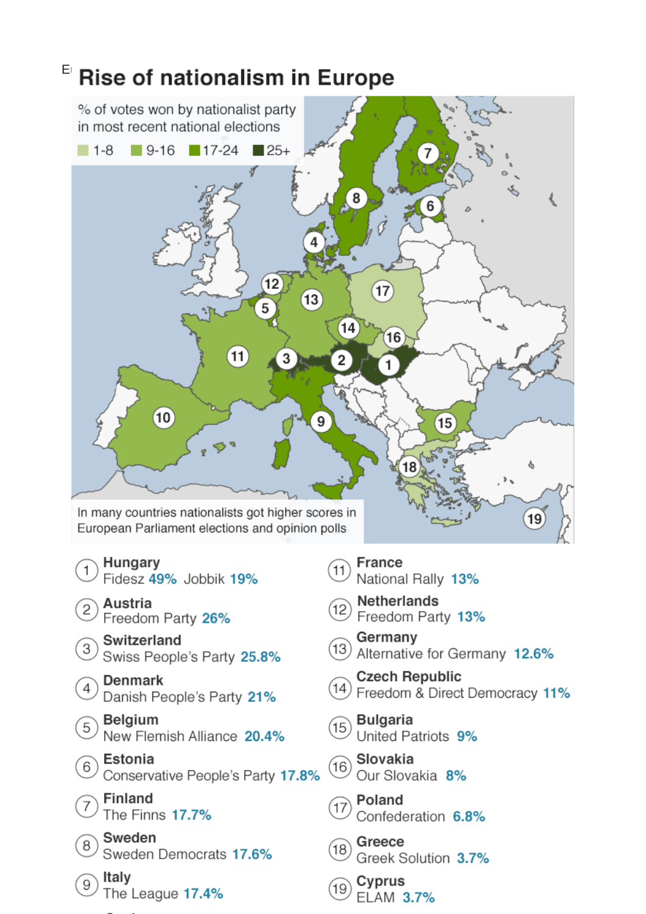# Rise of nationalism in Europe

% of votes won by nationalist party in most recent national elections

1-8 9-16 17-24 25+

In many countries nationalists got higher scores in European Parliament elections and opinion polls

1. **Hungary**
   Fidesz **49%** Jobbik **19%**
2. **Austria**
   Freedom Party **26%**
3. **Switzerland**
   Swiss People's Party **25.8%**
4. **Denmark**
   Danish People's Party **21%**
5. **Belgium**
   New Flemish Alliance **20.4%**
6. **Estonia**
   Conservative People's Party **17.8%**
7. **Finland**
   The Finns **17.7%**
8. **Sweden**
   Sweden Democrats **17.6%**
9. **Italy**
   The League **17.4%**
10. 
11. **France**
    National Rally **13%**
12. **Netherlands**
    Freedom Party **13%**
13. **Germany**
    Alternative for Germany **12.6%**
14. **Czech Republic**
    Freedom & Direct Democracy **11%**
15. **Bulgaria**
    United Patriots **9%**
16. **Slovakia**
    Our Slovakia **8%**
17. **Poland**
    Confederation **6.8%**
18. **Greece**
    Greek Solution **3.7%**
19. **Cyprus**
    ELAM **3.7%**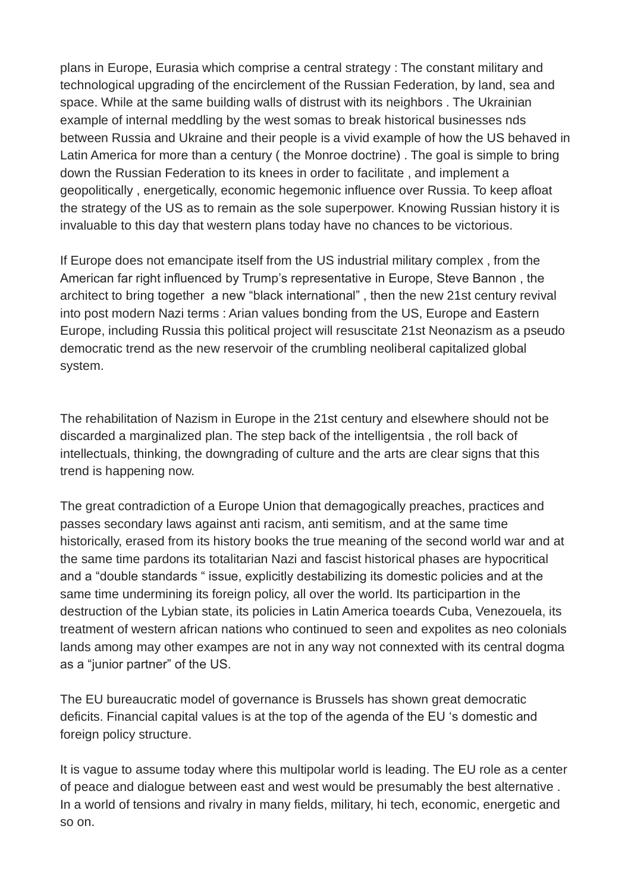plans in Europe, Eurasia which comprise a central strategy : The constant military and technological upgrading of the encirclement of the Russian Federation, by land, sea and space. While at the same building walls of distrust with its neighbors . The Ukrainian example of internal meddling by the west somas to break historical businesses nds between Russia and Ukraine and their people is a vivid example of how the US behaved in Latin America for more than a century ( the Monroe doctrine) . The goal is simple to bring down the Russian Federation to its knees in order to facilitate , and implement a geopolitically , energetically, economic hegemonic influence over Russia. To keep afloat the strategy of the US as to remain as the sole superpower. Knowing Russian history it is invaluable to this day that western plans today have no chances to be victorious.

If Europe does not emancipate itself from the US industrial military complex , from the American far right influenced by Trump's representative in Europe, Steve Bannon , the architect to bring together a new "black international" , then the new 21st century revival into post modern Nazi terms : Arian values bonding from the US, Europe and Eastern Europe, including Russia this political project will resuscitate 21st Neonazism as a pseudo democratic trend as the new reservoir of the crumbling neoliberal capitalized global system.

The rehabilitation of Nazism in Europe in the 21st century and elsewhere should not be discarded a marginalized plan. The step back of the intelligentsia , the roll back of intellectuals, thinking, the downgrading of culture and the arts are clear signs that this trend is happening now.

The great contradiction of a Europe Union that demagogically preaches, practices and passes secondary laws against anti racism, anti semitism, and at the same time historically, erased from its history books the true meaning of the second world war and at the same time pardons its totalitarian Nazi and fascist historical phases are hypocritical and a "double standards " issue, explicitly destabilizing its domestic policies and at the same time undermining its foreign policy, all over the world. Its participartion in the destruction of the Lybian state, its policies in Latin America toeards Cuba, Venezouela, its treatment of western african nations who continued to seen and expolites as neo colonials lands among may other exampes are not in any way not connexted with its central dogma as a "junior partner" of the US.

The EU bureaucratic model of governance is Brussels has shown great democratic deficits. Financial capital values is at the top of the agenda of the EU 's domestic and foreign policy structure.

It is vague to assume today where this multipolar world is leading. The EU role as a center of peace and dialogue between east and west would be presumably the best alternative . In a world of tensions and rivalry in many fields, military, hi tech, economic, energetic and so on.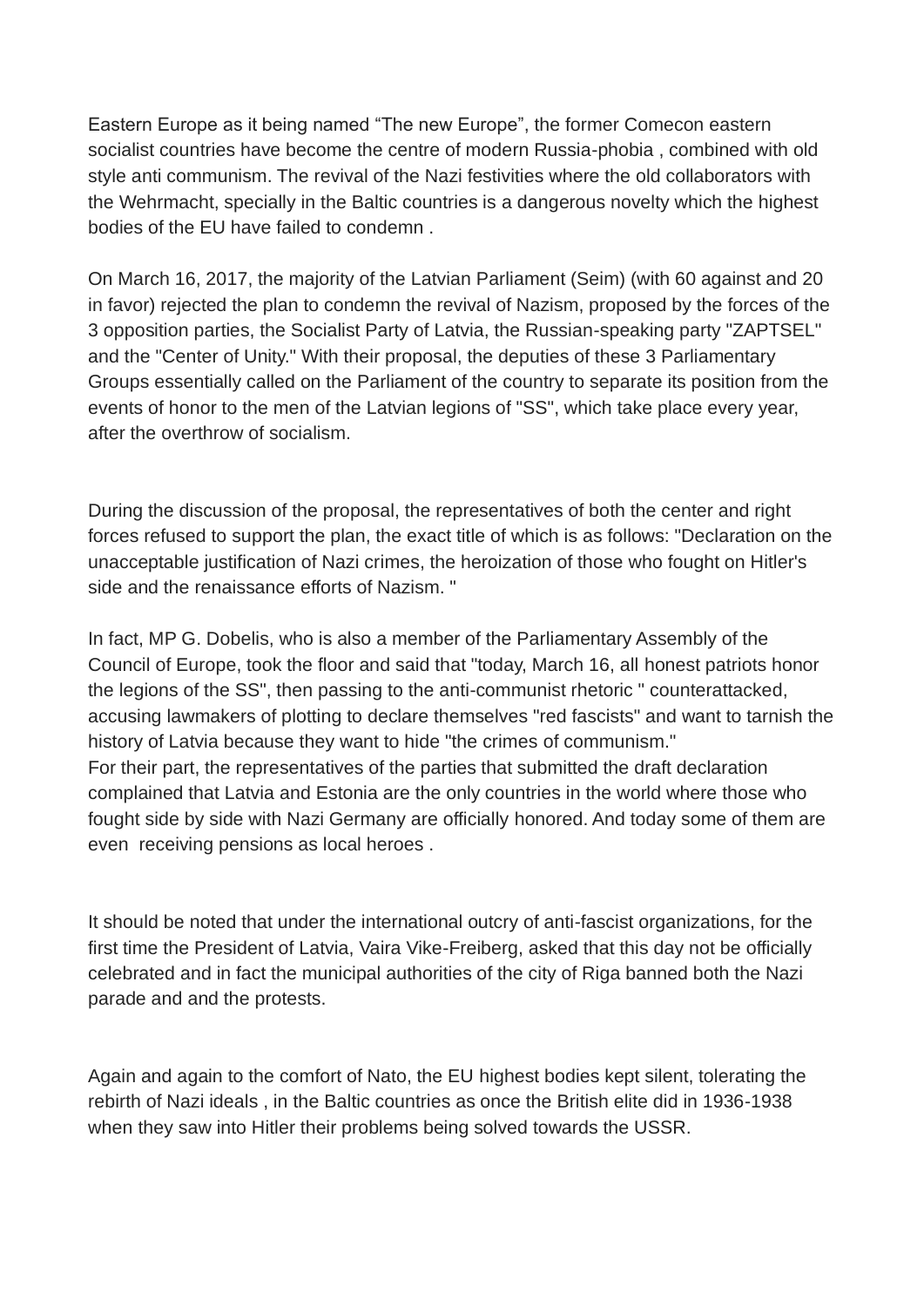Eastern Europe as it being named “The new Europe”, the former Comecon eastern socialist countries have become the centre of modern Russia-phobia , combined with old style anti communism. The revival of the Nazi festivities where the old collaborators with the Wehrmacht, specially in the Baltic countries is a dangerous novelty which the highest bodies of the EU have failed to condemn .

On March 16, 2017, the majority of the Latvian Parliament (Seim) (with 60 against and 20 in favor) rejected the plan to condemn the revival of Nazism, proposed by the forces of the 3 opposition parties, the Socialist Party of Latvia, the Russian-speaking party "ZAPTSEL" and the "Center of Unity." With their proposal, the deputies of these 3 Parliamentary Groups essentially called on the Parliament of the country to separate its position from the events of honor to the men of the Latvian legions of "SS", which take place every year, after the overthrow of socialism.

During the discussion of the proposal, the representatives of both the center and right forces refused to support the plan, the exact title of which is as follows: "Declaration on the unacceptable justification of Nazi crimes, the heroization of those who fought on Hitler's side and the renaissance efforts of Nazism. "

In fact, MP G. Dobelis, who is also a member of the Parliamentary Assembly of the Council of Europe, took the floor and said that "today, March 16, all honest patriots honor the legions of the SS", then passing to the anti-communist rhetoric " counterattacked, accusing lawmakers of plotting to declare themselves "red fascists" and want to tarnish the history of Latvia because they want to hide "the crimes of communism."
For their part, the representatives of the parties that submitted the draft declaration complained that Latvia and Estonia are the only countries in the world where those who fought side by side with Nazi Germany are officially honored. And today some of them are even receiving pensions as local heroes .

It should be noted that under the international outcry of anti-fascist organizations, for the first time the President of Latvia, Vaira Vike-Freiberg, asked that this day not be officially celebrated and in fact the municipal authorities of the city of Riga banned both the Nazi parade and and the protests.

Again and again to the comfort of Nato, the EU highest bodies kept silent, tolerating the rebirth of Nazi ideals , in the Baltic countries as once the British elite did in 1936-1938 when they saw into Hitler their problems being solved towards the USSR.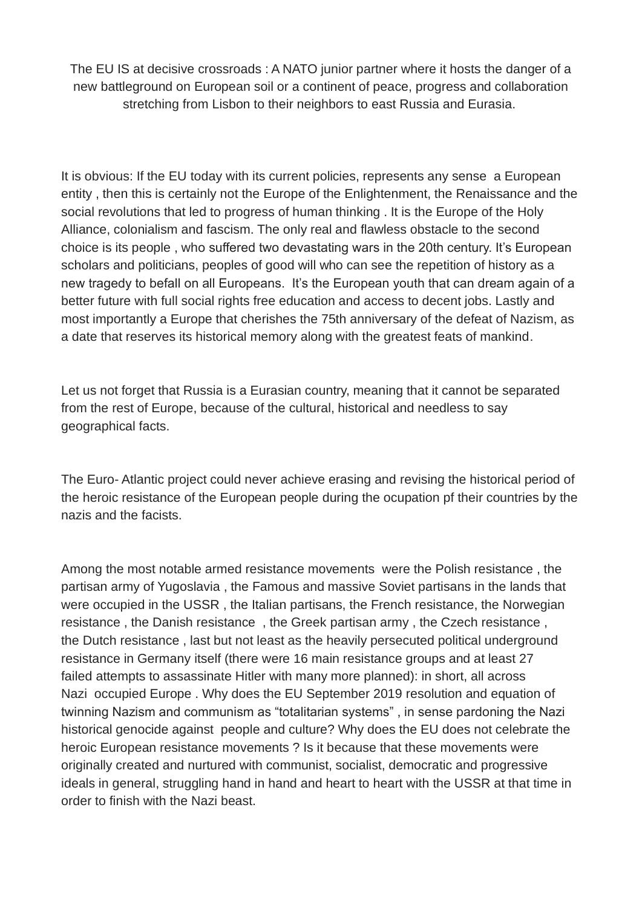The EU IS at decisive crossroads : A NATO junior partner where it hosts the danger of a new battleground on European soil or a continent of peace, progress and collaboration stretching from Lisbon to their neighbors to east Russia and Eurasia.

It is obvious: If the EU today with its current policies, represents any sense a European entity , then this is certainly not the Europe of the Enlightenment, the Renaissance and the social revolutions that led to progress of human thinking . It is the Europe of the Holy Alliance, colonialism and fascism. The only real and flawless obstacle to the second choice is its people , who suffered two devastating wars in the 20th century. It's European scholars and politicians, peoples of good will who can see the repetition of history as a new tragedy to befall on all Europeans. It's the European youth that can dream again of a better future with full social rights free education and access to decent jobs. Lastly and most importantly a Europe that cherishes the 75th anniversary of the defeat of Nazism, as a date that reserves its historical memory along with the greatest feats of mankind.

Let us not forget that Russia is a Eurasian country, meaning that it cannot be separated from the rest of Europe, because of the cultural, historical and needless to say geographical facts.

The Euro- Atlantic project could never achieve erasing and revising the historical period of the heroic resistance of the European people during the ocupation pf their countries by the nazis and the facists.

Among the most notable armed resistance movements were the Polish resistance , the partisan army of Yugoslavia , the Famous and massive Soviet partisans in the lands that were occupied in the USSR , the Italian partisans, the French resistance, the Norwegian resistance , the Danish resistance , the Greek partisan army , the Czech resistance , the Dutch resistance , last but not least as the heavily persecuted political underground resistance in Germany itself (there were 16 main resistance groups and at least 27 failed attempts to assassinate Hitler with many more planned): in short, all across Nazi occupied Europe . Why does the EU September 2019 resolution and equation of twinning Nazism and communism as "totalitarian systems" , in sense pardoning the Nazi historical genocide against people and culture? Why does the EU does not celebrate the heroic European resistance movements ? Is it because that these movements were originally created and nurtured with communist, socialist, democratic and progressive ideals in general, struggling hand in hand and heart to heart with the USSR at that time in order to finish with the Nazi beast.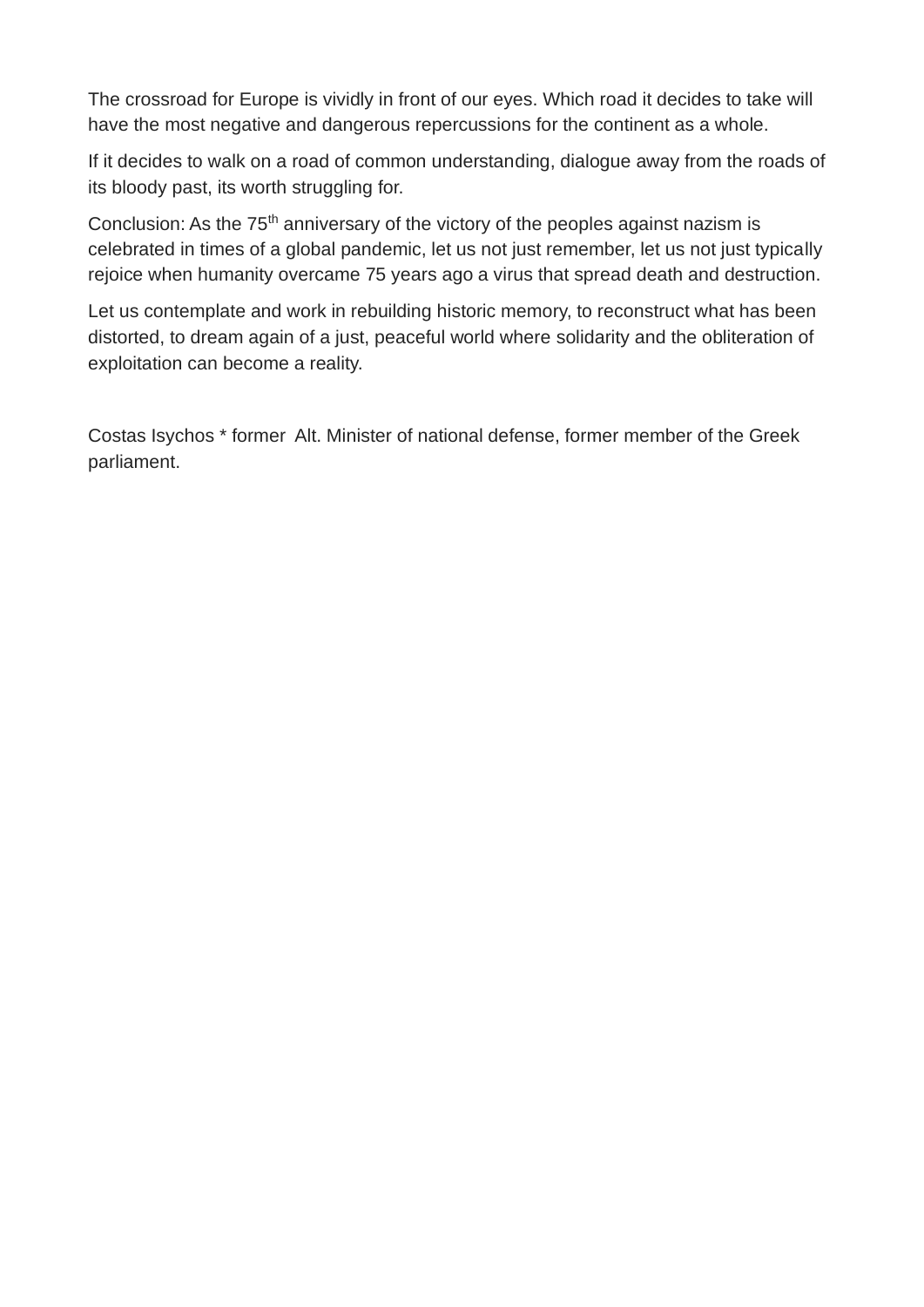The crossroad for Europe is vividly in front of our eyes. Which road it decides to take will have the most negative and dangerous repercussions for the continent as a whole.

If it decides to walk on a road of common understanding, dialogue away from the roads of its bloody past, its worth struggling for.

Conclusion: As the 75th anniversary of the victory of the peoples against nazism is celebrated in times of a global pandemic, let us not just remember, let us not just typically rejoice when humanity overcame 75 years ago a virus that spread death and destruction.

Let us contemplate and work in rebuilding historic memory, to reconstruct what has been distorted, to dream again of a just, peaceful world where solidarity and the obliteration of exploitation can become a reality.

Costas Isychos * former Alt. Minister of national defense, former member of the Greek parliament.